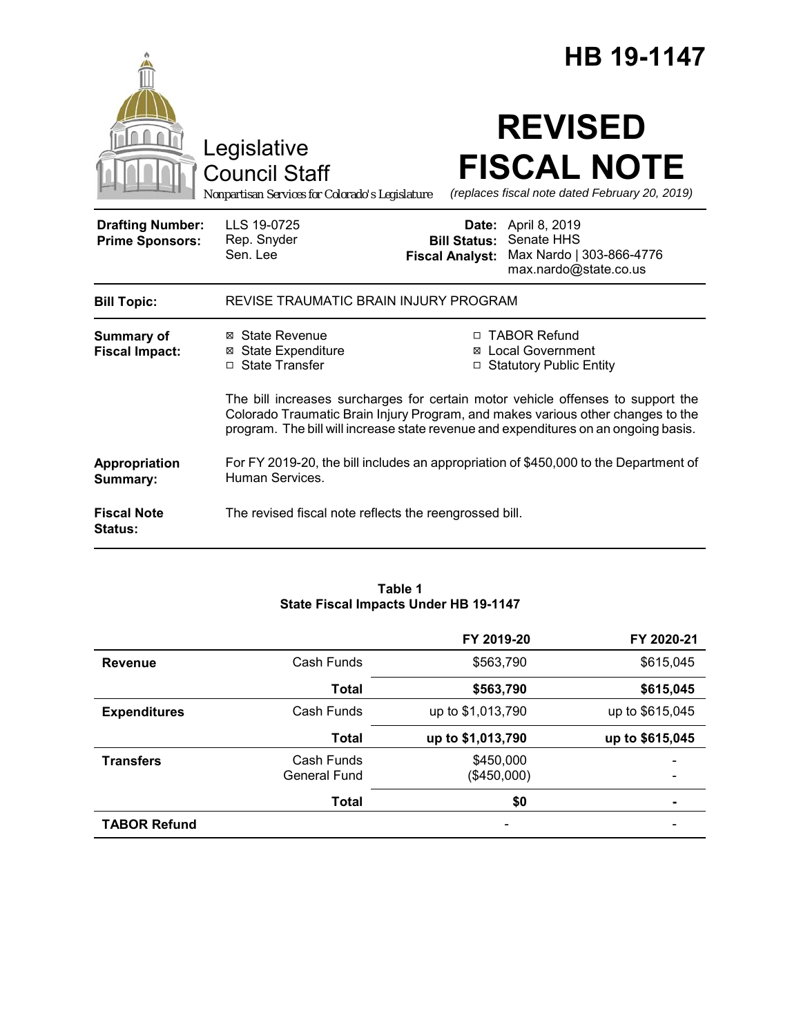# HB 19-1147

Legislative Council Staff

*Nonpartisan Services for Colorado's Legislature*

# REVISED FISCAL NOTE

*(replaces fiscal note dated February 20, 2019)*

| | | | |
|---|---|---|---|
| **Drafting Number:** | LLS 19-0725 | **Date:** | April 8, 2019 |
| **Prime Sponsors:** | Rep. Snyder<br>Sen. Lee | **Bill Status:** | Senate HHS |
| | | **Fiscal Analyst:** | Max Nardo \| 303-866-4776<br>max.nardo@state.co.us |

| | |
|---|---|
| **Bill Topic:** | REVISE TRAUMATIC BRAIN INJURY PROGRAM |
| **Summary of Fiscal Impact:** | ☒ State Revenue ☒ State Expenditure ☐ State Transfer ☐ TABOR Refund ☒ Local Government ☐ Statutory Public Entity<br><br>The bill increases surcharges for certain motor vehicle offenses to support the Colorado Traumatic Brain Injury Program, and makes various other changes to the program. The bill will increase state revenue and expenditures on an ongoing basis. |
| **Appropriation Summary:** | For FY 2019-20, the bill includes an appropriation of $450,000 to the Department of Human Services. |
| **Fiscal Note Status:** | The revised fiscal note reflects the reengrossed bill. |

**Table 1**
**State Fiscal Impacts Under HB 19-1147**

| | | FY 2019-20 | FY 2020-21 |
|---|---|---|---|
| **Revenue** | Cash Funds | $563,790 | $615,045 |
| | **Total** | **$563,790** | **$615,045** |
| **Expenditures** | Cash Funds | up to $1,013,790 | up to $615,045 |
| | **Total** | **up to $1,013,790** | **up to $615,045** |
| **Transfers** | Cash Funds<br>General Fund | $450,000<br>($450,000) | -<br>- |
| | **Total** | **$0** | **-** |
| **TABOR Refund** | | - | - |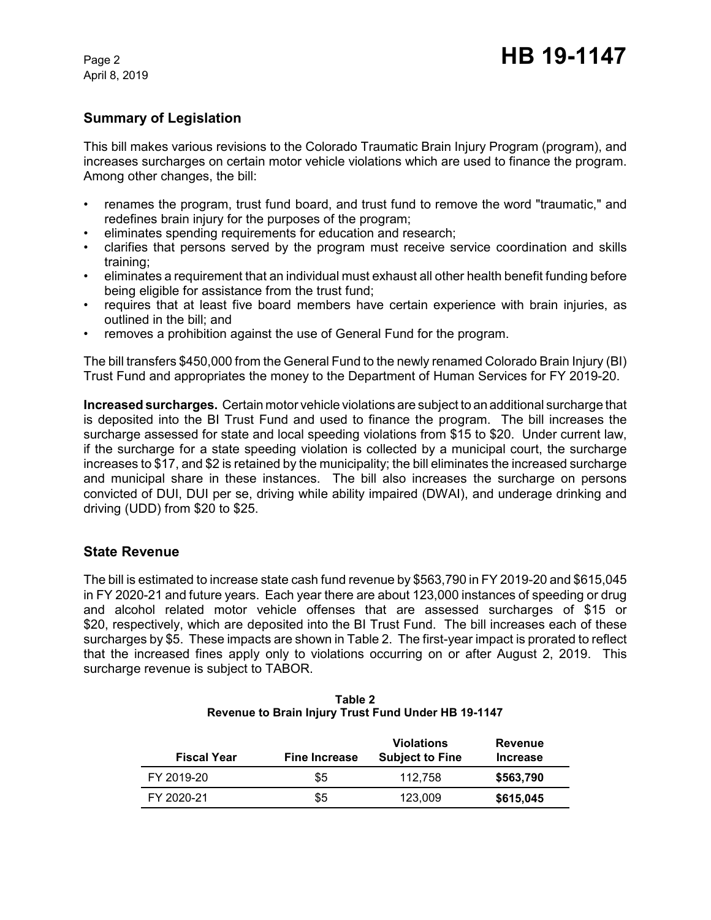## Summary of Legislation

This bill makes various revisions to the Colorado Traumatic Brain Injury Program (program), and increases surcharges on certain motor vehicle violations which are used to finance the program. Among other changes, the bill:

- renames the program, trust fund board, and trust fund to remove the word "traumatic," and redefines brain injury for the purposes of the program;
- eliminates spending requirements for education and research;
- clarifies that persons served by the program must receive service coordination and skills training;
- eliminates a requirement that an individual must exhaust all other health benefit funding before being eligible for assistance from the trust fund;
- requires that at least five board members have certain experience with brain injuries, as outlined in the bill; and
- removes a prohibition against the use of General Fund for the program.

The bill transfers $450,000 from the General Fund to the newly renamed Colorado Brain Injury (BI) Trust Fund and appropriates the money to the Department of Human Services for FY 2019-20.

**Increased surcharges.** Certain motor vehicle violations are subject to an additional surcharge that is deposited into the BI Trust Fund and used to finance the program. The bill increases the surcharge assessed for state and local speeding violations from $15 to $20. Under current law, if the surcharge for a state speeding violation is collected by a municipal court, the surcharge increases to $17, and $2 is retained by the municipality; the bill eliminates the increased surcharge and municipal share in these instances. The bill also increases the surcharge on persons convicted of DUI, DUI per se, driving while ability impaired (DWAI), and underage drinking and driving (UDD) from $20 to $25.

## State Revenue

The bill is estimated to increase state cash fund revenue by $563,790 in FY 2019-20 and $615,045 in FY 2020-21 and future years. Each year there are about 123,000 instances of speeding or drug and alcohol related motor vehicle offenses that are assessed surcharges of $15 or $20, respectively, which are deposited into the BI Trust Fund. The bill increases each of these surcharges by $5. These impacts are shown in Table 2. The first-year impact is prorated to reflect that the increased fines apply only to violations occurring on or after August 2, 2019. This surcharge revenue is subject to TABOR.

**Table 2**
**Revenue to Brain Injury Trust Fund Under HB 19-1147**

| Fiscal Year | Fine Increase | Violations Subject to Fine | Revenue Increase |
|---|---|---|---|
| FY 2019-20 | $5 | 112,758 | **$563,790** |
| FY 2020-21 | $5 | 123,009 | **$615,045** |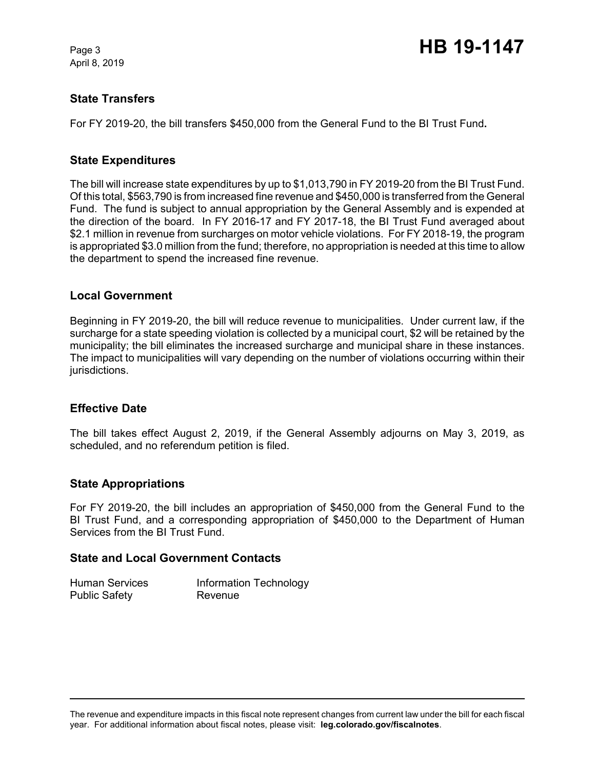## State Transfers

For FY 2019-20, the bill transfers $450,000 from the General Fund to the BI Trust Fund**.**

## State Expenditures

The bill will increase state expenditures by up to $1,013,790 in FY 2019-20 from the BI Trust Fund. Of this total, $563,790 is from increased fine revenue and $450,000 is transferred from the General Fund. The fund is subject to annual appropriation by the General Assembly and is expended at the direction of the board. In FY 2016-17 and FY 2017-18, the BI Trust Fund averaged about $2.1 million in revenue from surcharges on motor vehicle violations. For FY 2018-19, the program is appropriated $3.0 million from the fund; therefore, no appropriation is needed at this time to allow the department to spend the increased fine revenue.

## Local Government

Beginning in FY 2019-20, the bill will reduce revenue to municipalities. Under current law, if the surcharge for a state speeding violation is collected by a municipal court, $2 will be retained by the municipality; the bill eliminates the increased surcharge and municipal share in these instances. The impact to municipalities will vary depending on the number of violations occurring within their jurisdictions.

## Effective Date

The bill takes effect August 2, 2019, if the General Assembly adjourns on May 3, 2019, as scheduled, and no referendum petition is filed.

## State Appropriations

For FY 2019-20, the bill includes an appropriation of $450,000 from the General Fund to the BI Trust Fund, and a corresponding appropriation of $450,000 to the Department of Human Services from the BI Trust Fund.

### State and Local Government Contacts

| | |
|---|---|
| Human Services | Information Technology |
| Public Safety | Revenue |

The revenue and expenditure impacts in this fiscal note represent changes from current law under the bill for each fiscal year. For additional information about fiscal notes, please visit: **leg.colorado.gov/fiscalnotes**.